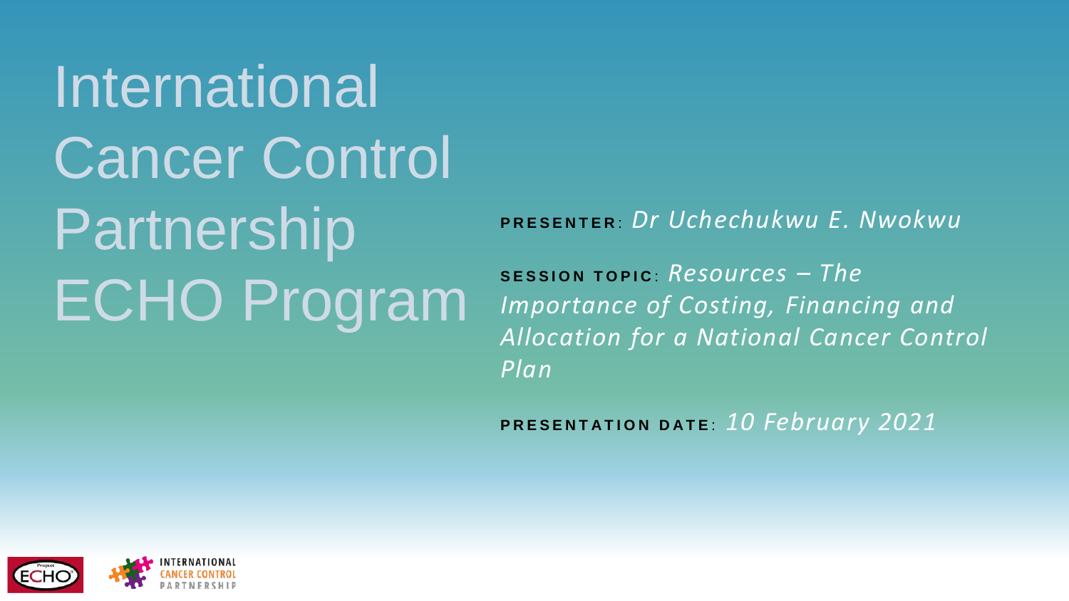# International Cancer Control Partnership ECHO Program

**PRESENTER**: *Dr Uchechukwu E. Nwokwu*

**SESSION TOPIC**: *Resources – The Importance of Costing, Financing and Allocation for a National Cancer Control Plan*

**PRESENTATION DATE**: *10 February 2021*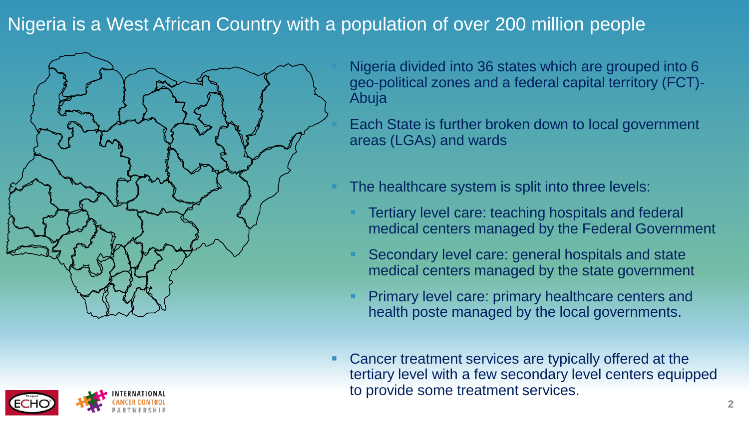# Nigeria is a West African Country with a population of over 200 million people

- Nigeria divided into 36 states which are grouped into 6 geo-political zones and a federal capital territory (FCT)- Abuja
- Each State is further broken down to local government areas (LGAs) and wards
- The healthcare system is split into three levels:
  - Tertiary level care: teaching hospitals and federal medical centers managed by the Federal Government
  - Secondary level care: general hospitals and state medical centers managed by the state government
  - Primary level care: primary healthcare centers and health poste managed by the local governments.
- Cancer treatment services are typically offered at the tertiary level with a few secondary level centers equipped to provide some treatment services.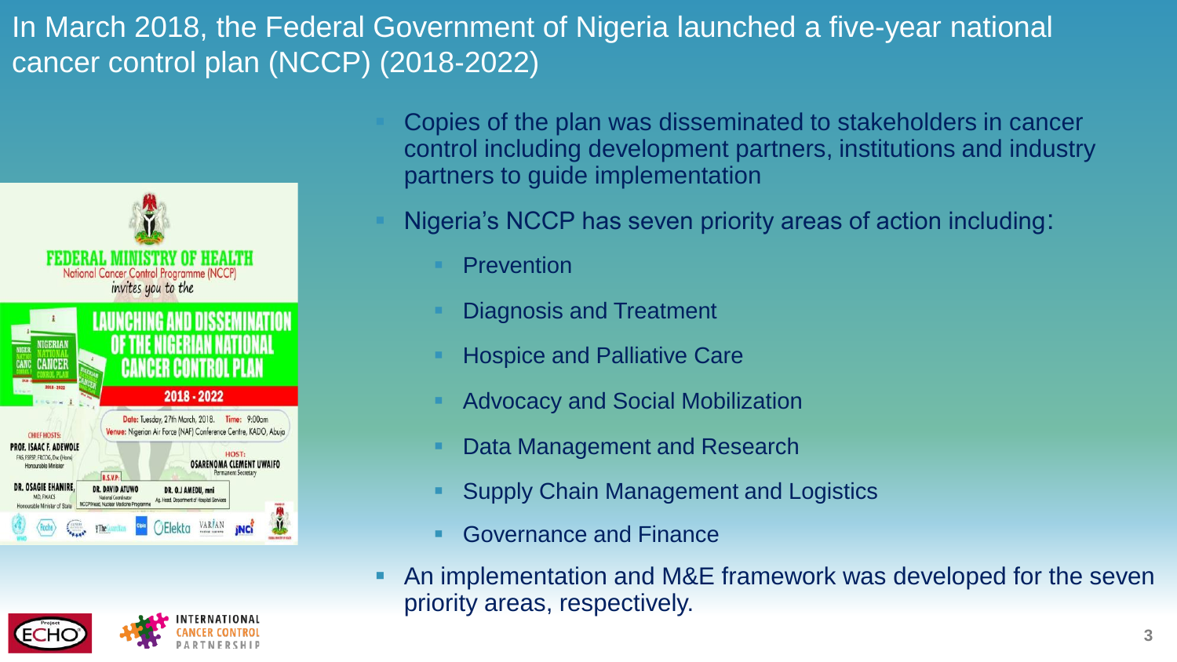# In March 2018, the Federal Government of Nigeria launched a five-year national cancer control plan (NCCP) (2018-2022)

- Copies of the plan was disseminated to stakeholders in cancer control including development partners, institutions and industry partners to guide implementation
- Nigeria's NCCP has seven priority areas of action including:
  - Prevention
  - Diagnosis and Treatment
  - Hospice and Palliative Care
  - Advocacy and Social Mobilization
  - Data Management and Research
  - Supply Chain Management and Logistics
  - Governance and Finance
- An implementation and M&E framework was developed for the seven priority areas, respectively.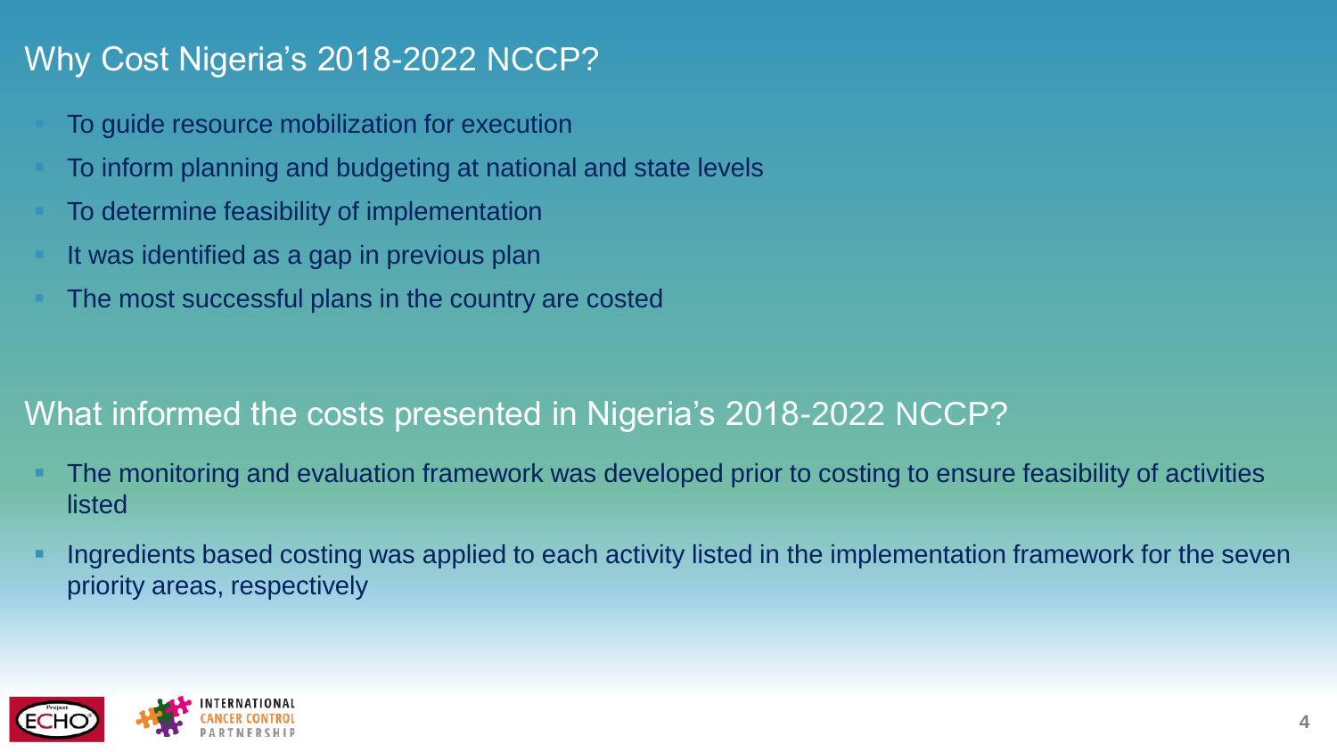## Why Cost Nigeria's 2018-2022 NCCP?

- To guide resource mobilization for execution
- To inform planning and budgeting at national and state levels
- To determine feasibility of implementation
- It was identified as a gap in previous plan
- The most successful plans in the country are costed

## What informed the costs presented in Nigeria's 2018-2022 NCCP?

- The monitoring and evaluation framework was developed prior to costing to ensure feasibility of activities listed
- Ingredients based costing was applied to each activity listed in the implementation framework for the seven priority areas, respectively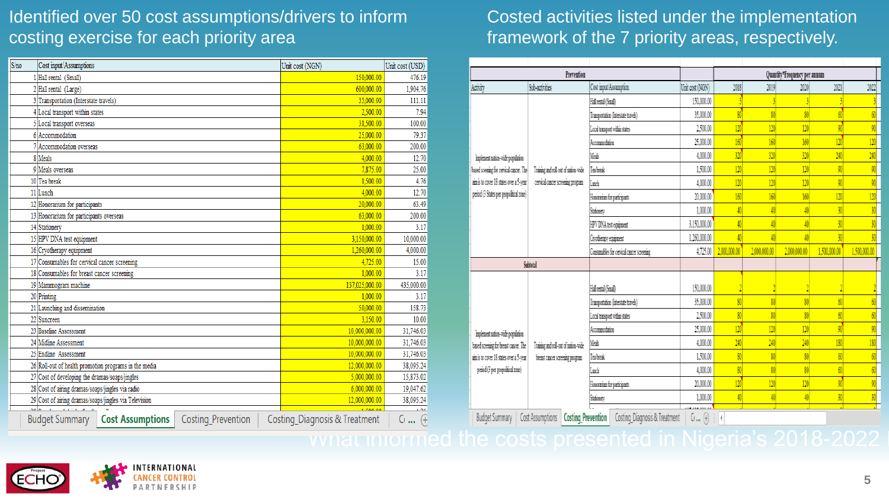## Identified over 50 cost assumptions/drivers to inform costing exercise for each priority area

| S/no | Cost input/Assumptions | Unit cost (NGN) | Unit cost (USD) |
|---|---|---|---|
| 1 | Hall rental (Small) | 150,000.00 | 476.19 |
| 2 | Hall rental (Large) | 600,000.00 | 1,904.76 |
| 3 | Transportation (Interstate travels) | 35,000.00 | 111.11 |
| 4 | Local transport within states | 2,500.00 | 7.94 |
| 5 | Local transport overseas | 31,500.00 | 100.00 |
| 6 | Accommodation | 25,000.00 | 79.37 |
| 7 | Accommodation overseas | 63,000.00 | 200.00 |
| 8 | Meals | 4,000.00 | 12.70 |
| 9 | Meals overseas | 7,875.00 | 25.00 |
| 10 | Tea break | 1,500.00 | 4.76 |
| 11 | Lunch | 4,000.00 | 12.70 |
| 12 | Honorarium for participants | 20,000.00 | 63.49 |
| 13 | Honorarium for participants overseas | 63,000.00 | 200.00 |
| 14 | Stationery | 1,000.00 | 3.17 |
| 15 | HPV DNA test equipment | 3,150,000.00 | 10,000.00 |
| 16 | Cryotherapy equipment | 1,260,000.00 | 4,000.00 |
| 17 | Consumables for cervical cancer screening | 4,725.00 | 15.00 |
| 18 | Consumables for breast cancer screening | 1,000.00 | 3.17 |
| 19 | Mammogram machine | 137,025,000.00 | 435,000.00 |
| 20 | Printing | 1,000.00 | 3.17 |
| 21 | Launching and dissemination | 50,000.00 | 158.73 |
| 22 | Suncreen | 3,150.00 | 10.00 |
| 23 | Baseline Assessment | 10,000,000.00 | 31,746.03 |
| 24 | Midline Assessment | 10,000,000.00 | 31,746.03 |
| 25 | Endline Assessment | 10,000,000.00 | 31,746.03 |
| 26 | Roll-out of health promotion programs in the media | 12,000,000.00 | 38,095.24 |
| 27 | Cost of developing the dramas/soaps/jingles | 5,000,000.00 | 15,873.02 |
| 28 | Cost of airing dramas/soaps/jingles via radio | 6,000,000.00 | 19,047.62 |
| 29 | Cost of airing dramas/soaps/jingles via Television | 12,000,000.00 | 38,095.24 |

Budget Summary | Cost Assumptions | Costing_Prevention | Costing_Diagnosis & Treatment

## Costed activities listed under the implementation framework of the 7 priority areas, respectively.

| Prevention | | | | Quantity*Frequency per annum | | | | |
|---|---|---|---|---|---|---|---|---|
| Activity | Sub-activities | Cost input/Assumption | Unit cost (NGN) | 2018 | 2019 | 2020 | 2021 | 2022 |
| Implement nation-wide population based screening for cervical cancer. The aim is to cover 18 states over a 5-year period (3 States per geopolitical zone) | Training and roll-out of nation-wide cervical cancer screening program | Hall rental (Small) | 150,000.00 | 3 | 3 | 3 | 3 | 3 |
| | | Transportation (Interstate travel) | 35,000.00 | 80 | 80 | 80 | 60 | 60 |
| | | Local transport within states | 2,500.00 | 120 | 120 | 120 | 90 | 90 |
| | | Accommodation | 25,000.00 | 160 | 160 | 160 | 120 | 120 |
| | | Meals | 4,000.00 | 320 | 320 | 320 | 240 | 240 |
| | | Tea break | 1,500.00 | 120 | 120 | 120 | 90 | 90 |
| | | Lunch | 4,000.00 | 120 | 120 | 120 | 90 | 90 |
| | | Honorarium for participants | 20,000.00 | 160 | 160 | 160 | 120 | 120 |
| | | Stationery | 1,000.00 | 40 | 40 | 40 | 30 | 30 |
| | | HPV DNA test equipment | 3,150,000.00 | 40 | 40 | 40 | 30 | 30 |
| | | Cryotherapy equipment | 1,260,000.00 | 40 | 40 | 40 | 30 | 30 |
| | | Consumables for cervical cancer screening | 4,725.00 | 2,000,000.00 | 2,000,000.00 | 2,000,000.00 | 1,500,000.00 | 1,500,000.00 |
| Subtotal | | | | | | | | |
| Implement nation-wide population based screening for breast cancer. The aim is to cover 18 states over a 5-year period (3 per geopolitical zone) | Training and roll-out of nation-wide breast cancer screening program | Hall rental (Small) | 150,000.00 | 2 | 2 | 2 | 2 | 2 |
| | | Transportation (Interstate travel) | 35,000.00 | 80 | 80 | 80 | 60 | 60 |
| | | Local transport within states | 2,500.00 | 80 | 80 | 80 | 60 | 60 |
| | | Accommodation | 25,000.00 | 120 | 120 | 120 | 90 | 90 |
| | | Meals | 4,000.00 | 240 | 240 | 240 | 180 | 180 |
| | | Tea break | 1,500.00 | 80 | 80 | 80 | 60 | 60 |
| | | Lunch | 4,000.00 | 80 | 80 | 80 | 60 | 60 |
| | | Honorarium for participants | 20,000.00 | 120 | 120 | 120 | 90 | 90 |
| | | Stationery | 1,000.00 | 40 | 40 | 40 | 30 | 30 |

Budget Summary | Cost Assumptions | Costing_Prevention | Costing_Diagnosis & Treatment

What informed the costs presented in Nigeria's 2018-2022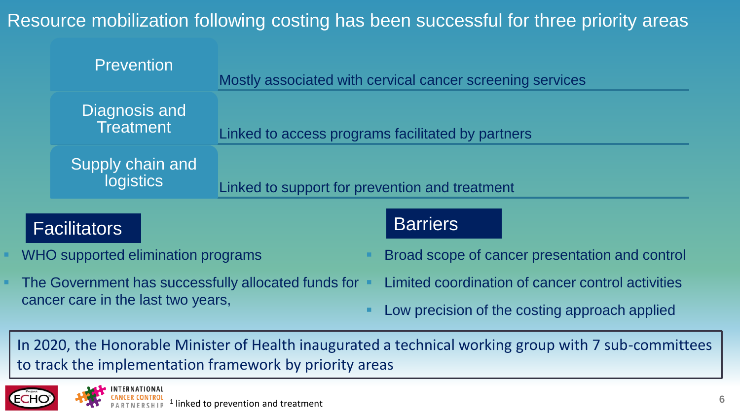# Resource mobilization following costing has been successful for three priority areas

| Priority area | |
|---|---|
| Prevention | Mostly associated with cervical cancer screening services |
| Diagnosis and Treatment | Linked to access programs facilitated by partners |
| Supply chain and logistics | Linked to support for prevention and treatment |

## Facilitators

- WHO supported elimination programs
- The Government has successfully allocated funds for cancer care in the last two years,

## Barriers

- Broad scope of cancer presentation and control
- Limited coordination of cancer control activities
- Low precision of the costing approach applied

In 2020, the Honorable Minister of Health inaugurated a technical working group with 7 sub-committees to track the implementation framework by priority areas

[1] linked to prevention and treatment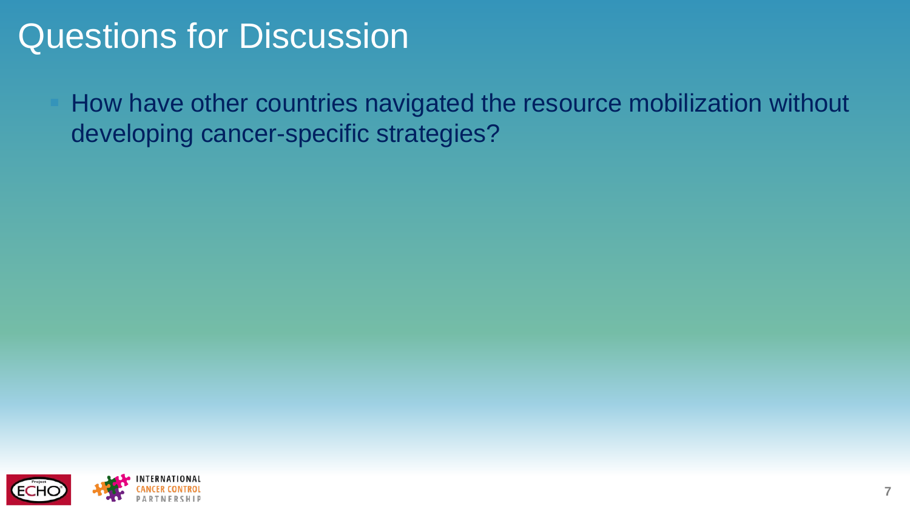# Questions for Discussion

- How have other countries navigated the resource mobilization without developing cancer-specific strategies?